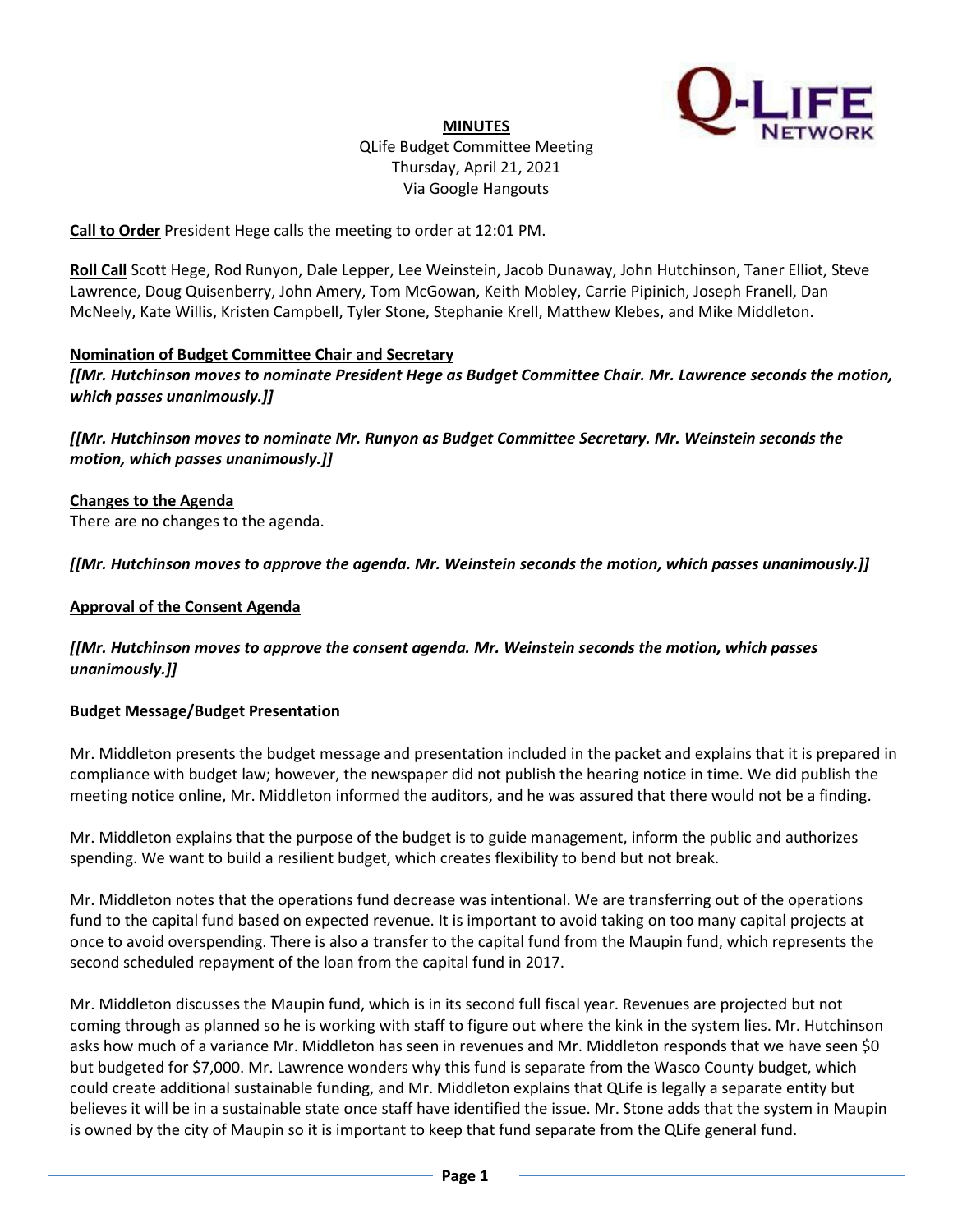**MINUTES**

QLife Budget Committee Meeting
Thursday, April 21, 2021
Via Google Hangouts

**Call to Order** President Hege calls the meeting to order at 12:01 PM.

**Roll Call** Scott Hege, Rod Runyon, Dale Lepper, Lee Weinstein, Jacob Dunaway, John Hutchinson, Taner Elliot, Steve Lawrence, Doug Quisenberry, John Amery, Tom McGowan, Keith Mobley, Carrie Pipinich, Joseph Franell, Dan McNeely, Kate Willis, Kristen Campbell, Tyler Stone, Stephanie Krell, Matthew Klebes, and Mike Middleton.

**Nomination of Budget Committee Chair and Secretary**

***[[Mr. Hutchinson moves to nominate President Hege as Budget Committee Chair. Mr. Lawrence seconds the motion, which passes unanimously.]]***

***[[Mr. Hutchinson moves to nominate Mr. Runyon as Budget Committee Secretary. Mr. Weinstein seconds the motion, which passes unanimously.]]***

**Changes to the Agenda**

There are no changes to the agenda.

***[[Mr. Hutchinson moves to approve the agenda. Mr. Weinstein seconds the motion, which passes unanimously.]]***

**Approval of the Consent Agenda**

***[[Mr. Hutchinson moves to approve the consent agenda. Mr. Weinstein seconds the motion, which passes unanimously.]]***

**Budget Message/Budget Presentation**

Mr. Middleton presents the budget message and presentation included in the packet and explains that it is prepared in compliance with budget law; however, the newspaper did not publish the hearing notice in time. We did publish the meeting notice online, Mr. Middleton informed the auditors, and he was assured that there would not be a finding.

Mr. Middleton explains that the purpose of the budget is to guide management, inform the public and authorizes spending. We want to build a resilient budget, which creates flexibility to bend but not break.

Mr. Middleton notes that the operations fund decrease was intentional. We are transferring out of the operations fund to the capital fund based on expected revenue. It is important to avoid taking on too many capital projects at once to avoid overspending. There is also a transfer to the capital fund from the Maupin fund, which represents the second scheduled repayment of the loan from the capital fund in 2017.

Mr. Middleton discusses the Maupin fund, which is in its second full fiscal year. Revenues are projected but not coming through as planned so he is working with staff to figure out where the kink in the system lies. Mr. Hutchinson asks how much of a variance Mr. Middleton has seen in revenues and Mr. Middleton responds that we have seen $0 but budgeted for $7,000. Mr. Lawrence wonders why this fund is separate from the Wasco County budget, which could create additional sustainable funding, and Mr. Middleton explains that QLife is legally a separate entity but believes it will be in a sustainable state once staff have identified the issue. Mr. Stone adds that the system in Maupin is owned by the city of Maupin so it is important to keep that fund separate from the QLife general fund.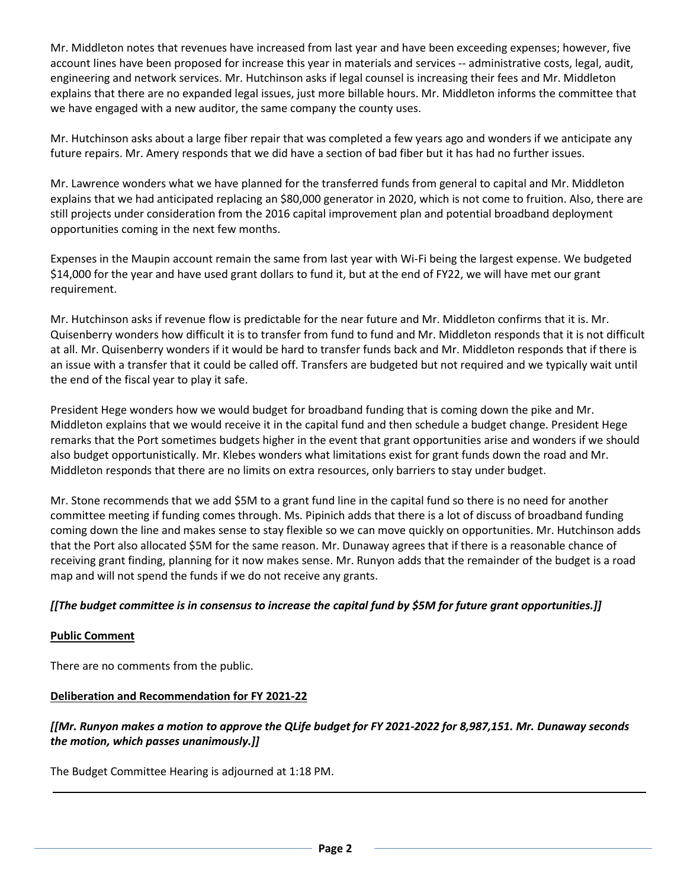Mr. Middleton notes that revenues have increased from last year and have been exceeding expenses; however, five account lines have been proposed for increase this year in materials and services -- administrative costs, legal, audit, engineering and network services. Mr. Hutchinson asks if legal counsel is increasing their fees and Mr. Middleton explains that there are no expanded legal issues, just more billable hours. Mr. Middleton informs the committee that we have engaged with a new auditor, the same company the county uses.

Mr. Hutchinson asks about a large fiber repair that was completed a few years ago and wonders if we anticipate any future repairs. Mr. Amery responds that we did have a section of bad fiber but it has had no further issues.

Mr. Lawrence wonders what we have planned for the transferred funds from general to capital and Mr. Middleton explains that we had anticipated replacing an $80,000 generator in 2020, which is not come to fruition. Also, there are still projects under consideration from the 2016 capital improvement plan and potential broadband deployment opportunities coming in the next few months.

Expenses in the Maupin account remain the same from last year with Wi-Fi being the largest expense. We budgeted $14,000 for the year and have used grant dollars to fund it, but at the end of FY22, we will have met our grant requirement.

Mr. Hutchinson asks if revenue flow is predictable for the near future and Mr. Middleton confirms that it is. Mr. Quisenberry wonders how difficult it is to transfer from fund to fund and Mr. Middleton responds that it is not difficult at all. Mr. Quisenberry wonders if it would be hard to transfer funds back and Mr. Middleton responds that if there is an issue with a transfer that it could be called off. Transfers are budgeted but not required and we typically wait until the end of the fiscal year to play it safe.

President Hege wonders how we would budget for broadband funding that is coming down the pike and Mr. Middleton explains that we would receive it in the capital fund and then schedule a budget change. President Hege remarks that the Port sometimes budgets higher in the event that grant opportunities arise and wonders if we should also budget opportunistically. Mr. Klebes wonders what limitations exist for grant funds down the road and Mr. Middleton responds that there are no limits on extra resources, only barriers to stay under budget.

Mr. Stone recommends that we add $5M to a grant fund line in the capital fund so there is no need for another committee meeting if funding comes through. Ms. Pipinich adds that there is a lot of discuss of broadband funding coming down the line and makes sense to stay flexible so we can move quickly on opportunities. Mr. Hutchinson adds that the Port also allocated $5M for the same reason. Mr. Dunaway agrees that if there is a reasonable chance of receiving grant finding, planning for it now makes sense. Mr. Runyon adds that the remainder of the budget is a road map and will not spend the funds if we do not receive any grants.

***[[The budget committee is in consensus to increase the capital fund by $5M for future grant opportunities.]]***

**Public Comment**

There are no comments from the public.

**Deliberation and Recommendation for FY 2021-22**

***[[Mr. Runyon makes a motion to approve the QLife budget for FY 2021-2022 for 8,987,151. Mr. Dunaway seconds the motion, which passes unanimously.]]***

The Budget Committee Hearing is adjourned at 1:18 PM.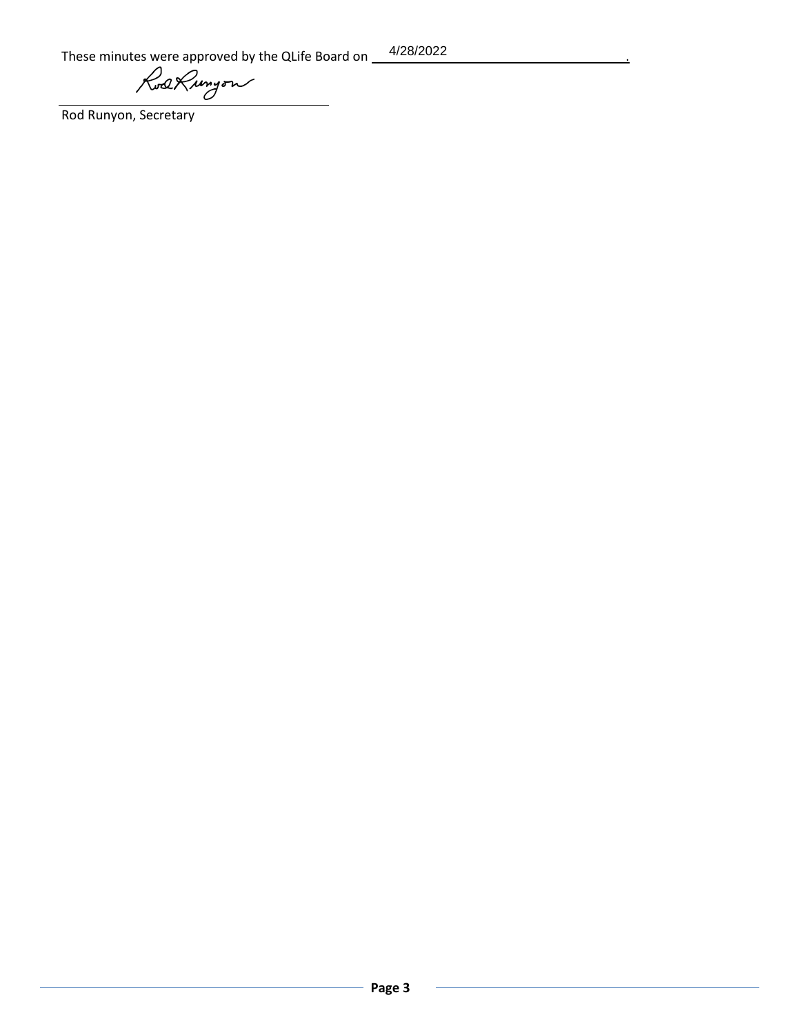These minutes were approved by the QLife Board on 4/28/2022.

Rod Runyon, Secretary